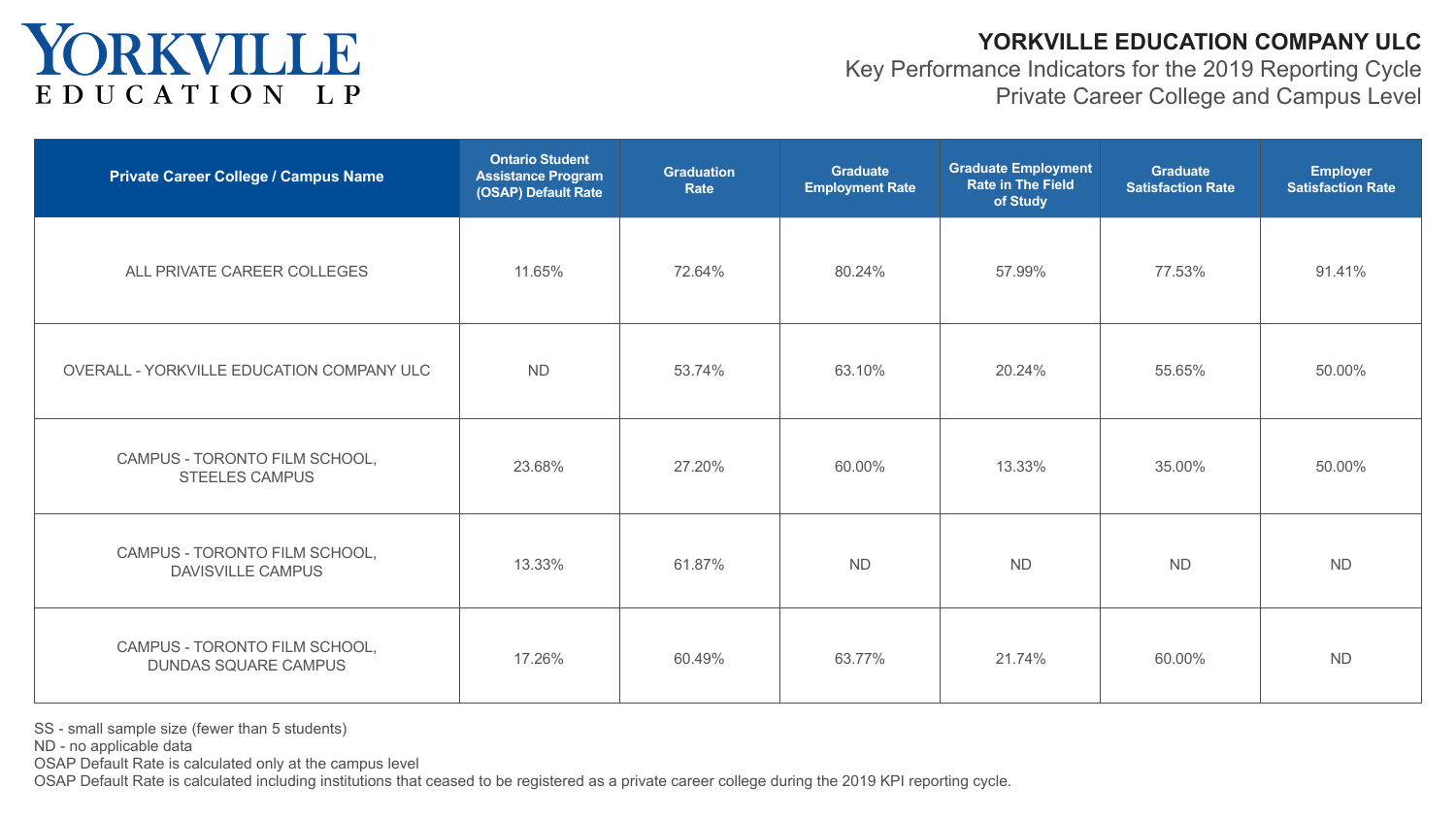YORKVILLE EDUCATION LP

# YORKVILLE EDUCATION COMPANY ULC

Key Performance Indicators for the 2019 Reporting Cycle
Private Career College and Campus Level

| Private Career College / Campus Name | Ontario Student Assistance Program (OSAP) Default Rate | Graduation Rate | Graduate Employment Rate | Graduate Employment Rate in The Field of Study | Graduate Satisfaction Rate | Employer Satisfaction Rate |
|---|---|---|---|---|---|---|
| ALL PRIVATE CAREER COLLEGES | 11.65% | 72.64% | 80.24% | 57.99% | 77.53% | 91.41% |
| OVERALL - YORKVILLE EDUCATION COMPANY ULC | ND | 53.74% | 63.10% | 20.24% | 55.65% | 50.00% |
| CAMPUS - TORONTO FILM SCHOOL, STEELES CAMPUS | 23.68% | 27.20% | 60.00% | 13.33% | 35.00% | 50.00% |
| CAMPUS - TORONTO FILM SCHOOL, DAVISVILLE CAMPUS | 13.33% | 61.87% | ND | ND | ND | ND |
| CAMPUS - TORONTO FILM SCHOOL, DUNDAS SQUARE CAMPUS | 17.26% | 60.49% | 63.77% | 21.74% | 60.00% | ND |

SS - small sample size (fewer than 5 students)
ND - no applicable data
OSAP Default Rate is calculated only at the campus level
OSAP Default Rate is calculated including institutions that ceased to be registered as a private career college during the 2019 KPI reporting cycle.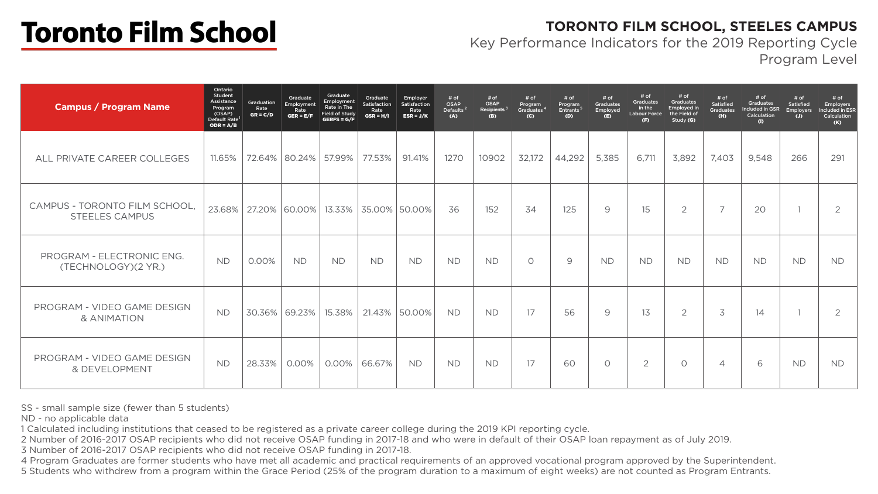# Toronto Film School

## TORONTO FILM SCHOOL, STEELES CAMPUS

Key Performance Indicators for the 2019 Reporting Cycle
Program Level

| Campus / Program Name | Ontario Student Assistance Program (OSAP) Default Rate[1] ODR = A/B | Graduation Rate GR = C/D | Graduate Employment Rate GER = E/F | Graduate Employment Rate in The Field of Study GERFS = G/F | Graduate Satisfaction Rate GSR = H/I | Employer Satisfaction Rate ESR = J/K | # of OSAP Defaults[2] (A) | # of OSAP Recipients[3] (B) | # of Program Graduates[4] (C) | # of Program Entrants[5] (D) | # of Graduates Employed (E) | # of Graduates in the Labour Force (F) | # of Graduates Employed in the Field of Study (G) | # of Satisfied Graduates (H) | # of Graduates Included in GSR Calculation (I) | # of Satisfied Employers (J) | # of Employers Included in ESR Calculation (K) |
|---|---|---|---|---|---|---|---|---|---|---|---|---|---|---|---|---|---|
| ALL PRIVATE CAREER COLLEGES | 11.65% | 72.64% | 80.24% | 57.99% | 77.53% | 91.41% | 1270 | 10902 | 32,172 | 44,292 | 5,385 | 6,711 | 3,892 | 7,403 | 9,548 | 266 | 291 |
| CAMPUS - TORONTO FILM SCHOOL, STEELES CAMPUS | 23.68% | 27.20% | 60.00% | 13.33% | 35.00% | 50.00% | 36 | 152 | 34 | 125 | 9 | 15 | 2 | 7 | 20 | 1 | 2 |
| PROGRAM - ELECTRONIC ENG. (TECHNOLOGY)(2 YR.) | ND | 0.00% | ND | ND | ND | ND | ND | ND | 0 | 9 | ND | ND | ND | ND | ND | ND | ND |
| PROGRAM - VIDEO GAME DESIGN & ANIMATION | ND | 30.36% | 69.23% | 15.38% | 21.43% | 50.00% | ND | ND | 17 | 56 | 9 | 13 | 2 | 3 | 14 | 1 | 2 |
| PROGRAM - VIDEO GAME DESIGN & DEVELOPMENT | ND | 28.33% | 0.00% | 0.00% | 66.67% | ND | ND | ND | 17 | 60 | 0 | 2 | 0 | 4 | 6 | ND | ND |

SS - small sample size (fewer than 5 students)
ND - no applicable data
1 Calculated including institutions that ceased to be registered as a private career college during the 2019 KPI reporting cycle.
2 Number of 2016-2017 OSAP recipients who did not receive OSAP funding in 2017-18 and who were in default of their OSAP loan repayment as of July 2019.
3 Number of 2016-2017 OSAP recipients who did not receive OSAP funding in 2017-18.
4 Program Graduates are former students who have met all academic and practical requirements of an approved vocational program approved by the Superintendent.
5 Students who withdrew from a program within the Grace Period (25% of the program duration to a maximum of eight weeks) are not counted as Program Entrants.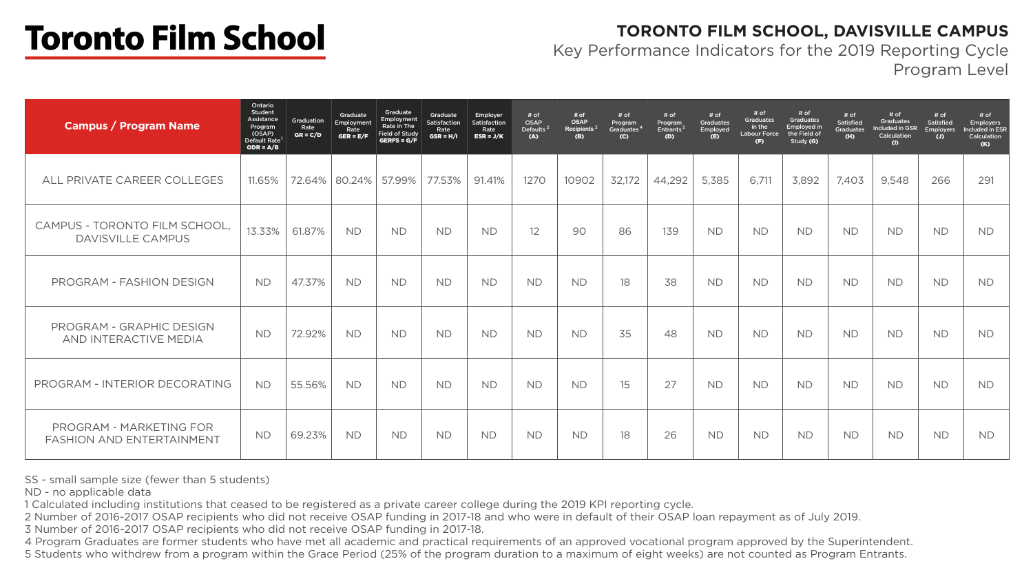# Toronto Film School

## TORONTO FILM SCHOOL, DAVISVILLE CAMPUS

Key Performance Indicators for the 2019 Reporting Cycle
Program Level

| Campus / Program Name | Ontario Student Assistance Program (OSAP) Default Rate[1] ODR = A/B | Graduation Rate GR = C/D | Graduate Employment Rate GER = E/F | Graduate Employment Rate in The Field of Study GERFS = G/F | Graduate Satisfaction Rate GSR = H/I | Employer Satisfaction Rate ESR = J/K | # of OSAP Defaults[2] (A) | # of OSAP Recipients[3] (B) | # of Program Graduates[4] (C) | # of Program Entrants[5] (D) | # of Graduates Employed (E) | # of Graduates in the Labour Force (F) | # of Graduates Employed in the Field of Study (G) | # of Satisfied Graduates (H) | # of Graduates Included in GSR Calculation (I) | # of Satisfied Employers (J) | # of Employers Included in ESR Calculation (K) |
|---|---|---|---|---|---|---|---|---|---|---|---|---|---|---|---|---|---|
| ALL PRIVATE CAREER COLLEGES | 11.65% | 72.64% | 80.24% | 57.99% | 77.53% | 91.41% | 1270 | 10902 | 32,172 | 44,292 | 5,385 | 6,711 | 3,892 | 7,403 | 9,548 | 266 | 291 |
| CAMPUS - TORONTO FILM SCHOOL, DAVISVILLE CAMPUS | 13.33% | 61.87% | ND | ND | ND | ND | 12 | 90 | 86 | 139 | ND | ND | ND | ND | ND | ND | ND |
| PROGRAM - FASHION DESIGN | ND | 47.37% | ND | ND | ND | ND | ND | ND | 18 | 38 | ND | ND | ND | ND | ND | ND | ND |
| PROGRAM - GRAPHIC DESIGN AND INTERACTIVE MEDIA | ND | 72.92% | ND | ND | ND | ND | ND | ND | 35 | 48 | ND | ND | ND | ND | ND | ND | ND |
| PROGRAM - INTERIOR DECORATING | ND | 55.56% | ND | ND | ND | ND | ND | ND | 15 | 27 | ND | ND | ND | ND | ND | ND | ND |
| PROGRAM - MARKETING FOR FASHION AND ENTERTAINMENT | ND | 69.23% | ND | ND | ND | ND | ND | ND | 18 | 26 | ND | ND | ND | ND | ND | ND | ND |

SS - small sample size (fewer than 5 students)
ND - no applicable data
1 Calculated including institutions that ceased to be registered as a private career college during the 2019 KPI reporting cycle.
2 Number of 2016-2017 OSAP recipients who did not receive OSAP funding in 2017-18 and who were in default of their OSAP loan repayment as of July 2019.
3 Number of 2016-2017 OSAP recipients who did not receive OSAP funding in 2017-18.
4 Program Graduates are former students who have met all academic and practical requirements of an approved vocational program approved by the Superintendent.
5 Students who withdrew from a program within the Grace Period (25% of the program duration to a maximum of eight weeks) are not counted as Program Entrants.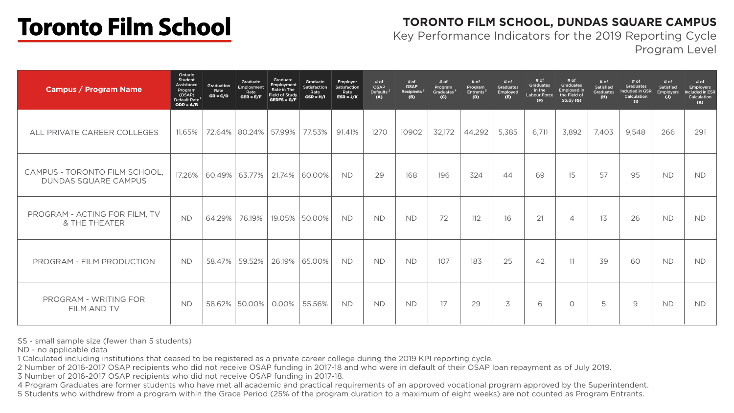# Toronto Film School

## TORONTO FILM SCHOOL, DUNDAS SQUARE CAMPUS

Key Performance Indicators for the 2019 Reporting Cycle
Program Level

| Campus / Program Name | Ontario Student Assistance Program (OSAP) Default Rate[1] ODR = A/B | Graduation Rate GR = C/D | Graduate Employment Rate GER = E/F | Graduate Employment Rate in The Field of Study GERFS = G/F | Graduate Satisfaction Rate GSR = H/I | Employer Satisfaction Rate ESR = J/K | # of OSAP Defaults[2] (A) | # of OSAP Recipients[3] (B) | # of Program Graduates[4] (C) | # of Program Entrants[5] (D) | # of Graduates Employed (E) | # of Graduates in the Labour Force (F) | # of Graduates Employed in the Field of Study (G) | # of Satisfied Graduates (H) | # of Graduates Included in GSR Calculation (I) | # of Satisfied Employers (J) | # of Employers Included in ESR Calculation (K) |
|---|---|---|---|---|---|---|---|---|---|---|---|---|---|---|---|---|---|
| ALL PRIVATE CAREER COLLEGES | 11.65% | 72.64% | 80.24% | 57.99% | 77.53% | 91.41% | 1270 | 10902 | 32,172 | 44,292 | 5,385 | 6,711 | 3,892 | 7,403 | 9,548 | 266 | 291 |
| CAMPUS - TORONTO FILM SCHOOL, DUNDAS SQUARE CAMPUS | 17.26% | 60.49% | 63.77% | 21.74% | 60.00% | ND | 29 | 168 | 196 | 324 | 44 | 69 | 15 | 57 | 95 | ND | ND |
| PROGRAM - ACTING FOR FILM, TV & THE THEATER | ND | 64.29% | 76.19% | 19.05% | 50.00% | ND | ND | ND | 72 | 112 | 16 | 21 | 4 | 13 | 26 | ND | ND |
| PROGRAM - FILM PRODUCTION | ND | 58.47% | 59.52% | 26.19% | 65.00% | ND | ND | ND | 107 | 183 | 25 | 42 | 11 | 39 | 60 | ND | ND |
| PROGRAM - WRITING FOR FILM AND TV | ND | 58.62% | 50.00% | 0.00% | 55.56% | ND | ND | ND | 17 | 29 | 3 | 6 | 0 | 5 | 9 | ND | ND |

SS - small sample size (fewer than 5 students)

ND - no applicable data

1 Calculated including institutions that ceased to be registered as a private career college during the 2019 KPI reporting cycle.

2 Number of 2016-2017 OSAP recipients who did not receive OSAP funding in 2017-18 and who were in default of their OSAP loan repayment as of July 2019.

3 Number of 2016-2017 OSAP recipients who did not receive OSAP funding in 2017-18.

4 Program Graduates are former students who have met all academic and practical requirements of an approved vocational program approved by the Superintendent.

5 Students who withdrew from a program within the Grace Period (25% of the program duration to a maximum of eight weeks) are not counted as Program Entrants.